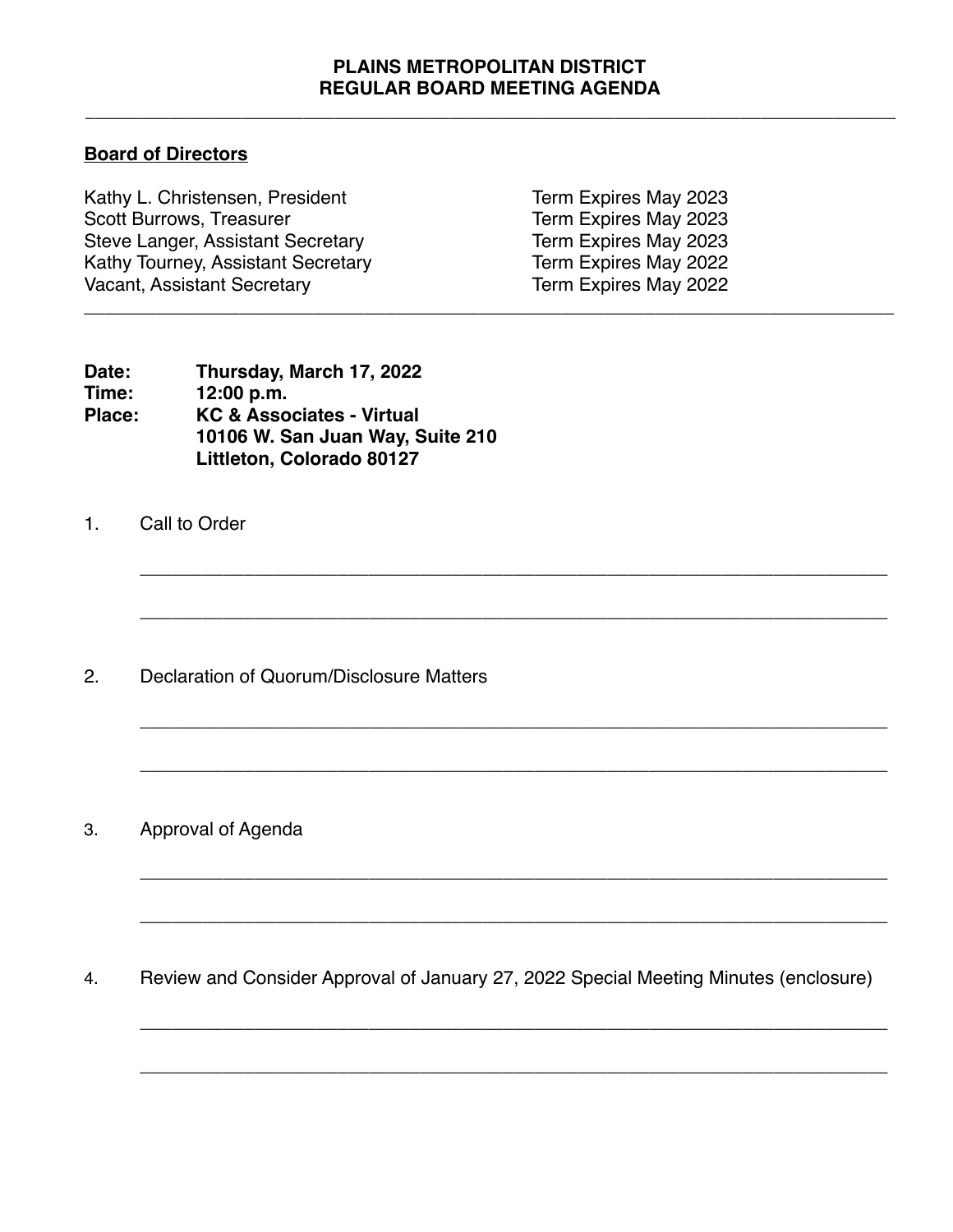**PLAINS METROPOLITAN DISTRICT**
**REGULAR BOARD MEETING AGENDA**

---

**<u>Board of Directors</u>**

| | |
|---|---|
| Kathy L. Christensen, President | Term Expires May 2023 |
| Scott Burrows, Treasurer | Term Expires May 2023 |
| Steve Langer, Assistant Secretary | Term Expires May 2023 |
| Kathy Tourney, Assistant Secretary | Term Expires May 2022 |
| Vacant, Assistant Secretary | Term Expires May 2022 |

---

**Date:** **Thursday, March 17, 2022**
**Time:** **12:00 p.m.**
**Place:** **KC & Associates - Virtual**
**10106 W. San Juan Way, Suite 210**
**Littleton, Colorado 80127**

1. Call to Order

   ______________________________________________________________________

   ______________________________________________________________________

2. Declaration of Quorum/Disclosure Matters

   ______________________________________________________________________

   ______________________________________________________________________

3. Approval of Agenda

   ______________________________________________________________________

   ______________________________________________________________________

4. Review and Consider Approval of January 27, 2022 Special Meeting Minutes (enclosure)

   ______________________________________________________________________

   ______________________________________________________________________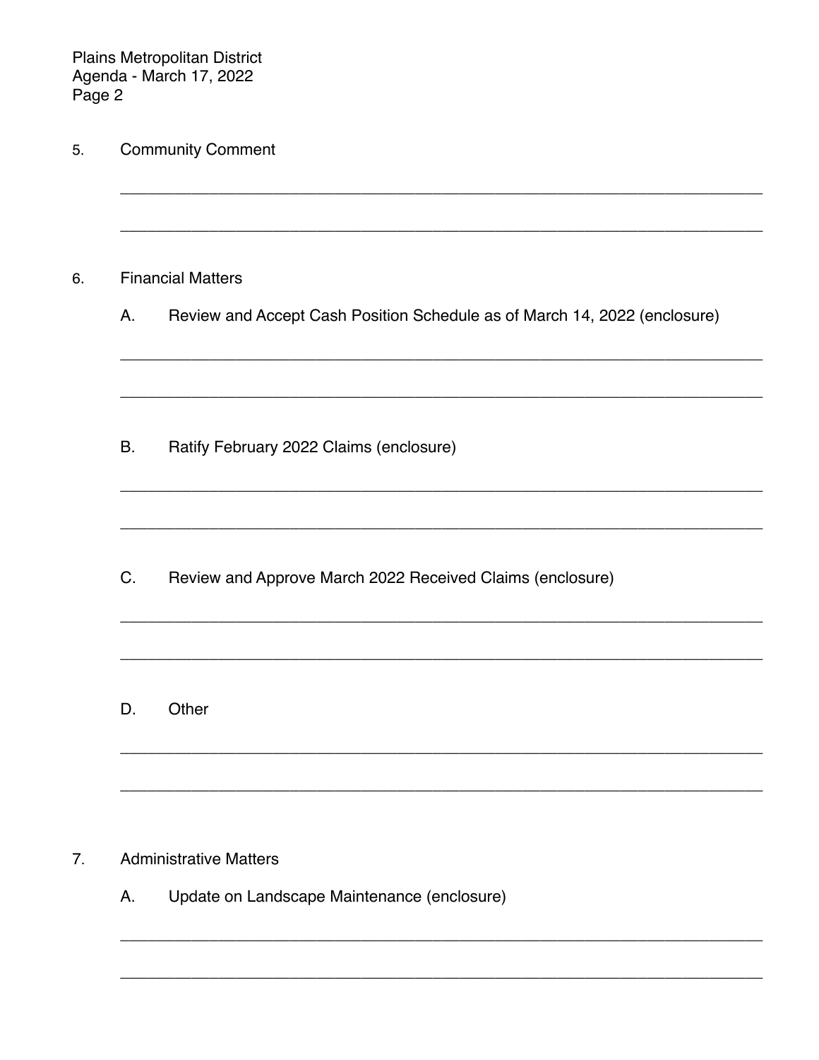5. Community Comment

______________________________________________________________________

______________________________________________________________________

6. Financial Matters

   A. Review and Accept Cash Position Schedule as of March 14, 2022 (enclosure)

   ______________________________________________________________________

   ______________________________________________________________________

   B. Ratify February 2022 Claims (enclosure)

   ______________________________________________________________________

   ______________________________________________________________________

   C. Review and Approve March 2022 Received Claims (enclosure)

   ______________________________________________________________________

   ______________________________________________________________________

   D. Other

   ______________________________________________________________________

   ______________________________________________________________________

7. Administrative Matters

   A. Update on Landscape Maintenance (enclosure)

   ______________________________________________________________________

   ______________________________________________________________________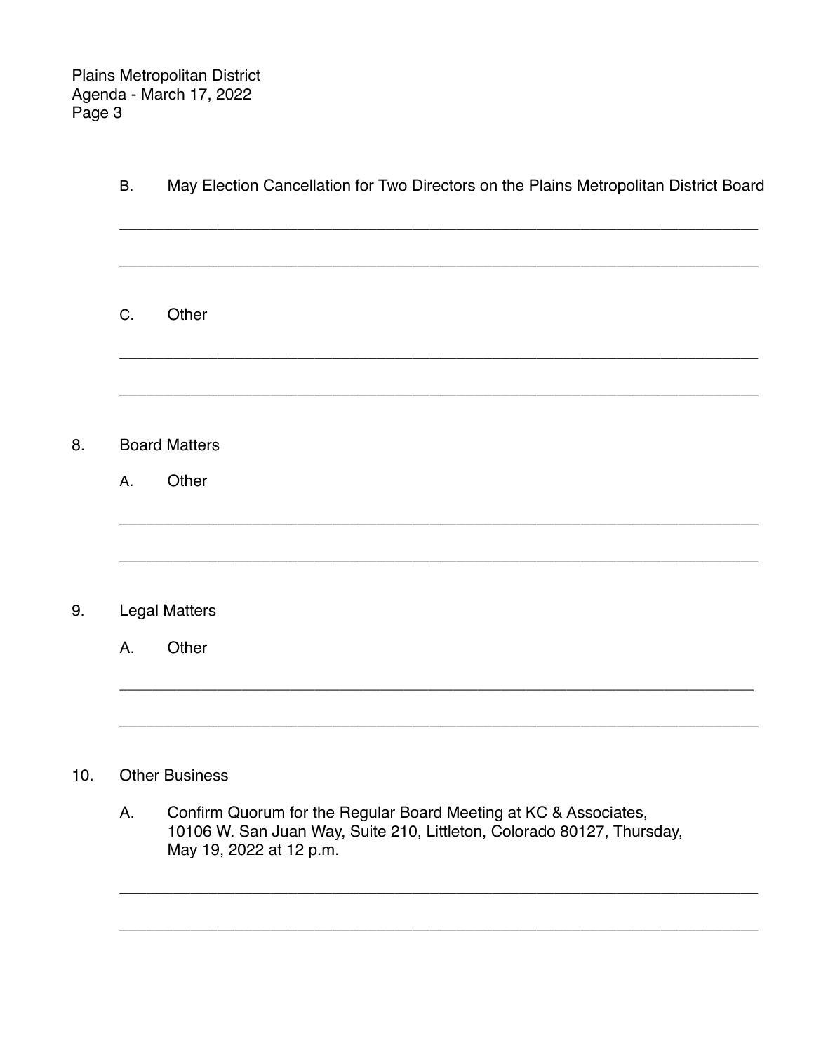B. May Election Cancellation for Two Directors on the Plains Metropolitan District Board

___________________________________________________________________________

___________________________________________________________________________

C. Other

___________________________________________________________________________

___________________________________________________________________________

8. Board Matters

   A. Other

___________________________________________________________________________

___________________________________________________________________________

9. Legal Matters

   A. Other

___________________________________________________________________________

___________________________________________________________________________

10. Other Business

   A. Confirm Quorum for the Regular Board Meeting at KC & Associates, 10106 W. San Juan Way, Suite 210, Littleton, Colorado 80127, Thursday, May 19, 2022 at 12 p.m.

___________________________________________________________________________

___________________________________________________________________________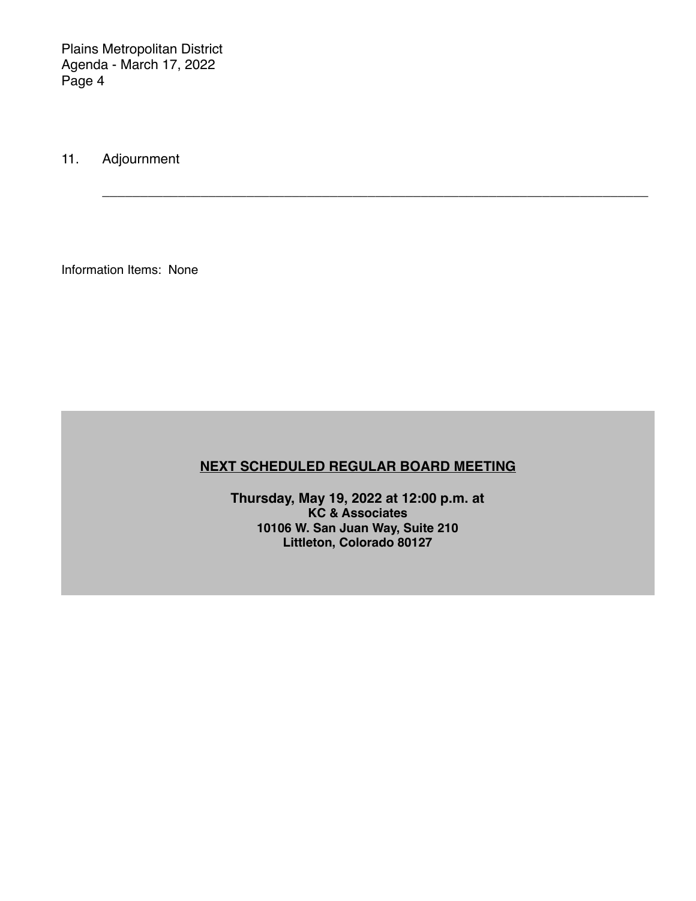11. Adjournment

_______________________________________________________________________________

Information Items: None

**<u>NEXT SCHEDULED REGULAR BOARD MEETING</u>**

**Thursday, May 19, 2022 at 12:00 p.m. at**
**KC & Associates**
**10106 W. San Juan Way, Suite 210**
**Littleton, Colorado 80127**